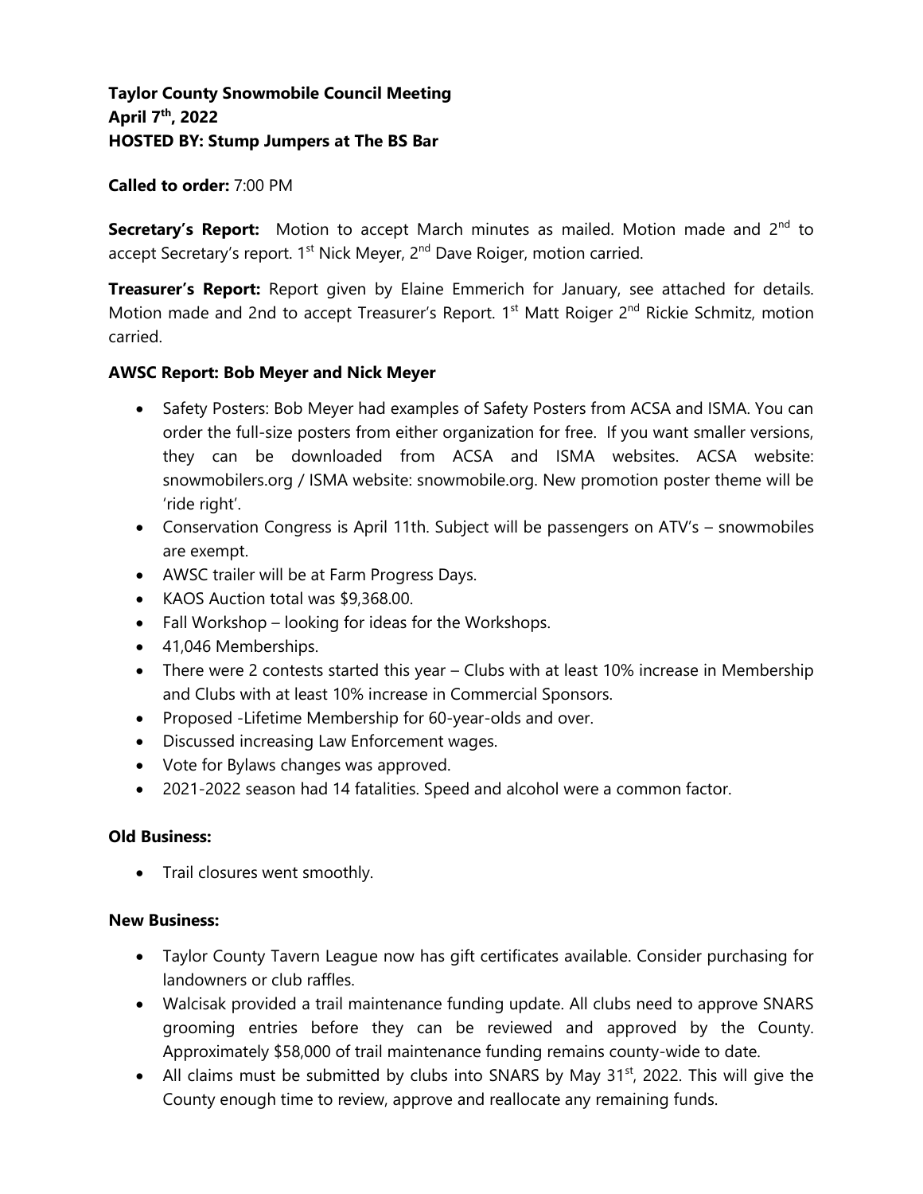**Taylor County Snowmobile Council Meeting**
**April 7th, 2022**
**HOSTED BY: Stump Jumpers at The BS Bar**

**Called to order:** 7:00 PM

**Secretary's Report:** Motion to accept March minutes as mailed. Motion made and 2nd to accept Secretary's report. 1st Nick Meyer, 2nd Dave Roiger, motion carried.

**Treasurer's Report:** Report given by Elaine Emmerich for January, see attached for details. Motion made and 2nd to accept Treasurer's Report. 1st Matt Roiger 2nd Rickie Schmitz, motion carried.

**AWSC Report: Bob Meyer and Nick Meyer**

- Safety Posters: Bob Meyer had examples of Safety Posters from ACSA and ISMA. You can order the full-size posters from either organization for free. If you want smaller versions, they can be downloaded from ACSA and ISMA websites. ACSA website: snowmobilers.org / ISMA website: snowmobile.org. New promotion poster theme will be 'ride right'.
- Conservation Congress is April 11th. Subject will be passengers on ATV's – snowmobiles are exempt.
- AWSC trailer will be at Farm Progress Days.
- KAOS Auction total was $9,368.00.
- Fall Workshop – looking for ideas for the Workshops.
- 41,046 Memberships.
- There were 2 contests started this year – Clubs with at least 10% increase in Membership and Clubs with at least 10% increase in Commercial Sponsors.
- Proposed -Lifetime Membership for 60-year-olds and over.
- Discussed increasing Law Enforcement wages.
- Vote for Bylaws changes was approved.
- 2021-2022 season had 14 fatalities. Speed and alcohol were a common factor.

**Old Business:**

- Trail closures went smoothly.

**New Business:**

- Taylor County Tavern League now has gift certificates available. Consider purchasing for landowners or club raffles.
- Walcisak provided a trail maintenance funding update. All clubs need to approve SNARS grooming entries before they can be reviewed and approved by the County. Approximately $58,000 of trail maintenance funding remains county-wide to date.
- All claims must be submitted by clubs into SNARS by May 31st, 2022. This will give the County enough time to review, approve and reallocate any remaining funds.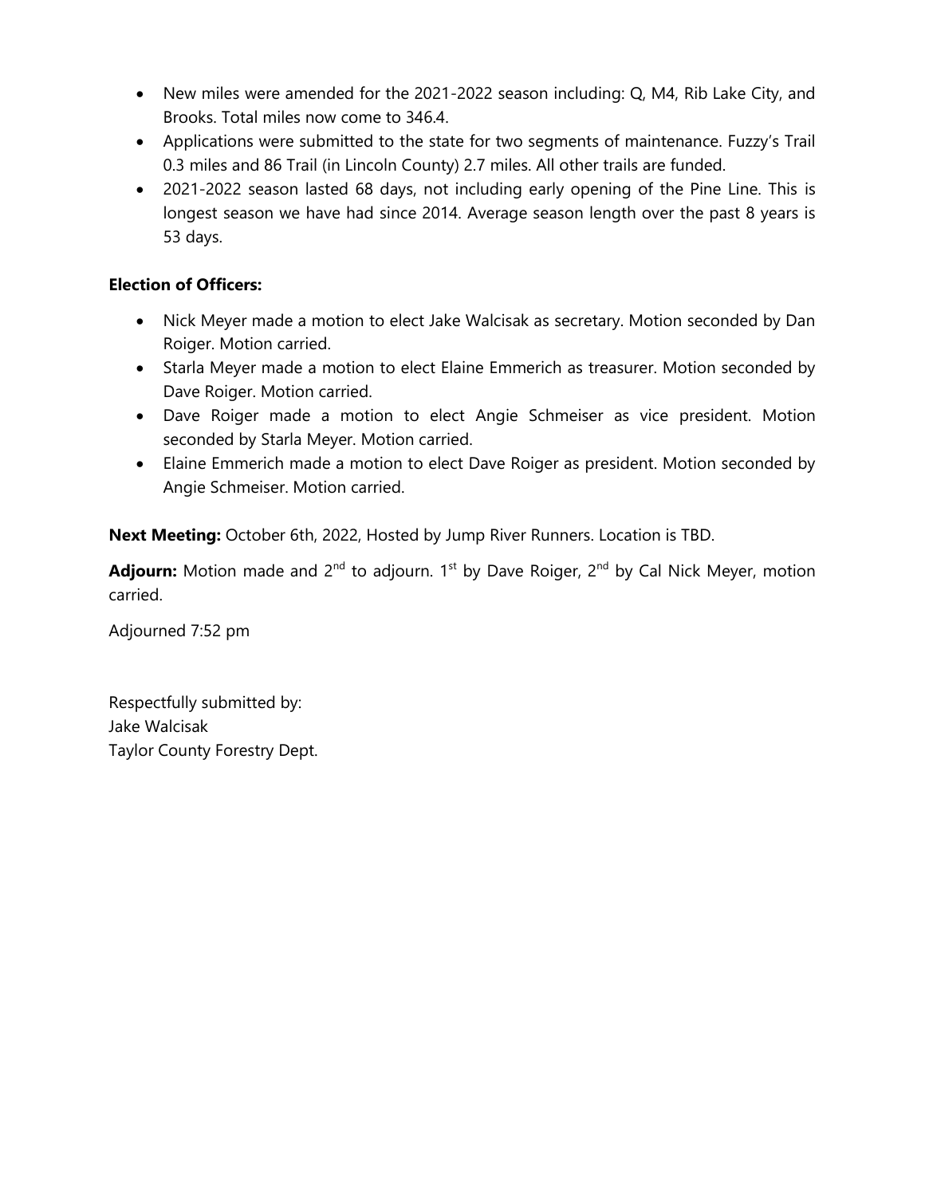- New miles were amended for the 2021-2022 season including: Q, M4, Rib Lake City, and Brooks. Total miles now come to 346.4.
- Applications were submitted to the state for two segments of maintenance. Fuzzy's Trail 0.3 miles and 86 Trail (in Lincoln County) 2.7 miles. All other trails are funded.
- 2021-2022 season lasted 68 days, not including early opening of the Pine Line. This is longest season we have had since 2014. Average season length over the past 8 years is 53 days.

**Election of Officers:**

- Nick Meyer made a motion to elect Jake Walcisak as secretary. Motion seconded by Dan Roiger. Motion carried.
- Starla Meyer made a motion to elect Elaine Emmerich as treasurer. Motion seconded by Dave Roiger. Motion carried.
- Dave Roiger made a motion to elect Angie Schmeiser as vice president. Motion seconded by Starla Meyer. Motion carried.
- Elaine Emmerich made a motion to elect Dave Roiger as president. Motion seconded by Angie Schmeiser. Motion carried.

**Next Meeting:** October 6th, 2022, Hosted by Jump River Runners. Location is TBD.

**Adjourn:** Motion made and 2nd to adjourn. 1st by Dave Roiger, 2nd by Cal Nick Meyer, motion carried.

Adjourned 7:52 pm

Respectfully submitted by:
Jake Walcisak
Taylor County Forestry Dept.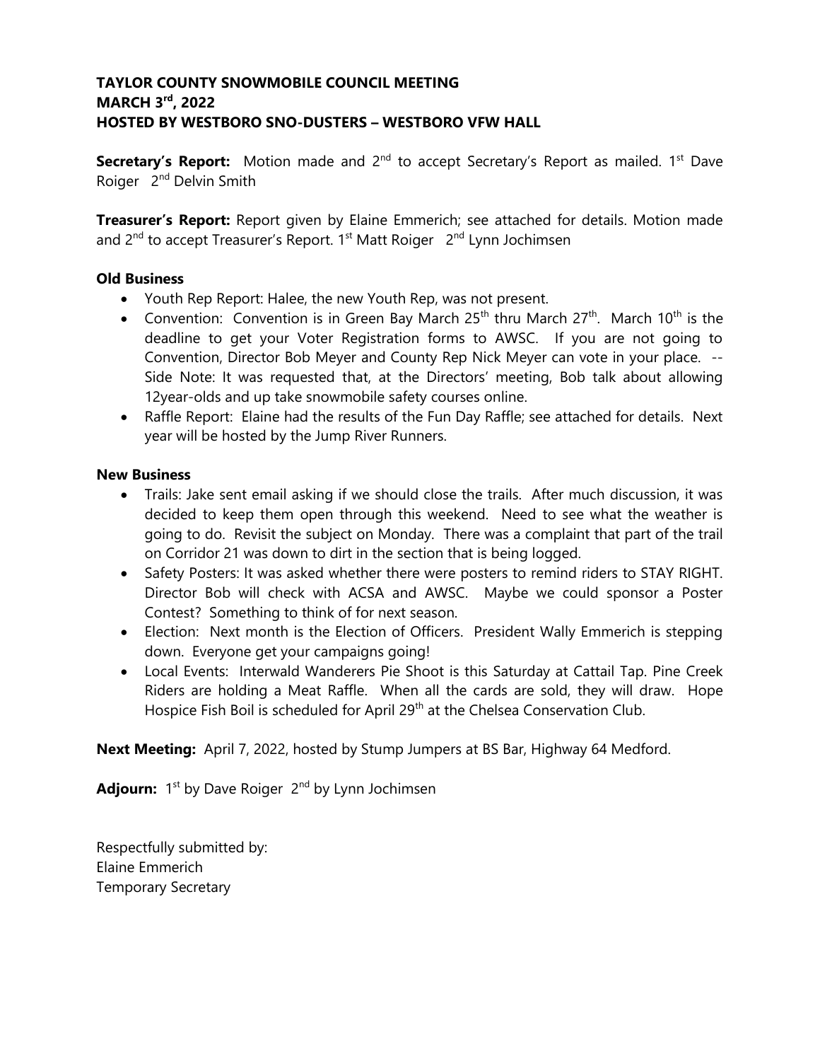**TAYLOR COUNTY SNOWMOBILE COUNCIL MEETING**
**MARCH 3rd, 2022**
**HOSTED BY WESTBORO SNO-DUSTERS – WESTBORO VFW HALL**

**Secretary's Report:** Motion made and 2nd to accept Secretary's Report as mailed. 1st Dave Roiger 2nd Delvin Smith

**Treasurer's Report:** Report given by Elaine Emmerich; see attached for details. Motion made and 2nd to accept Treasurer's Report. 1st Matt Roiger 2nd Lynn Jochimsen

**Old Business**

- Youth Rep Report: Halee, the new Youth Rep, was not present.
- Convention: Convention is in Green Bay March 25th thru March 27th. March 10th is the deadline to get your Voter Registration forms to AWSC. If you are not going to Convention, Director Bob Meyer and County Rep Nick Meyer can vote in your place. -- Side Note: It was requested that, at the Directors' meeting, Bob talk about allowing 12year-olds and up take snowmobile safety courses online.
- Raffle Report: Elaine had the results of the Fun Day Raffle; see attached for details. Next year will be hosted by the Jump River Runners.

**New Business**

- Trails: Jake sent email asking if we should close the trails. After much discussion, it was decided to keep them open through this weekend. Need to see what the weather is going to do. Revisit the subject on Monday. There was a complaint that part of the trail on Corridor 21 was down to dirt in the section that is being logged.
- Safety Posters: It was asked whether there were posters to remind riders to STAY RIGHT. Director Bob will check with ACSA and AWSC. Maybe we could sponsor a Poster Contest? Something to think of for next season.
- Election: Next month is the Election of Officers. President Wally Emmerich is stepping down. Everyone get your campaigns going!
- Local Events: Interwald Wanderers Pie Shoot is this Saturday at Cattail Tap. Pine Creek Riders are holding a Meat Raffle. When all the cards are sold, they will draw. Hope Hospice Fish Boil is scheduled for April 29th at the Chelsea Conservation Club.

**Next Meeting:** April 7, 2022, hosted by Stump Jumpers at BS Bar, Highway 64 Medford.

**Adjourn:** 1st by Dave Roiger 2nd by Lynn Jochimsen

Respectfully submitted by:
Elaine Emmerich
Temporary Secretary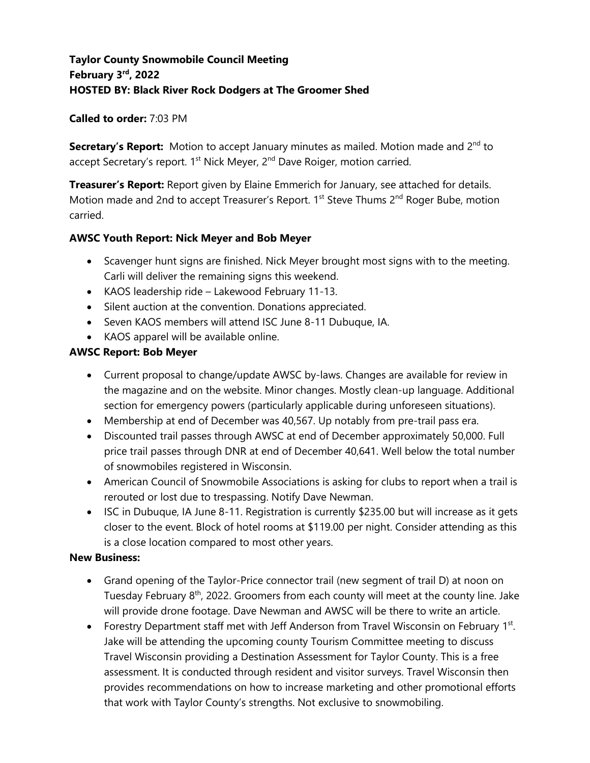**Taylor County Snowmobile Council Meeting**
**February 3rd, 2022**
**HOSTED BY: Black River Rock Dodgers at The Groomer Shed**

**Called to order:** 7:03 PM

**Secretary's Report:** Motion to accept January minutes as mailed. Motion made and 2nd to accept Secretary's report. 1st Nick Meyer, 2nd Dave Roiger, motion carried.

**Treasurer's Report:** Report given by Elaine Emmerich for January, see attached for details. Motion made and 2nd to accept Treasurer's Report. 1st Steve Thums 2nd Roger Bube, motion carried.

**AWSC Youth Report: Nick Meyer and Bob Meyer**

- Scavenger hunt signs are finished. Nick Meyer brought most signs with to the meeting. Carli will deliver the remaining signs this weekend.
- KAOS leadership ride – Lakewood February 11-13.
- Silent auction at the convention. Donations appreciated.
- Seven KAOS members will attend ISC June 8-11 Dubuque, IA.
- KAOS apparel will be available online.

**AWSC Report: Bob Meyer**

- Current proposal to change/update AWSC by-laws. Changes are available for review in the magazine and on the website. Minor changes. Mostly clean-up language. Additional section for emergency powers (particularly applicable during unforeseen situations).
- Membership at end of December was 40,567. Up notably from pre-trail pass era.
- Discounted trail passes through AWSC at end of December approximately 50,000. Full price trail passes through DNR at end of December 40,641. Well below the total number of snowmobiles registered in Wisconsin.
- American Council of Snowmobile Associations is asking for clubs to report when a trail is rerouted or lost due to trespassing. Notify Dave Newman.
- ISC in Dubuque, IA June 8-11. Registration is currently $235.00 but will increase as it gets closer to the event. Block of hotel rooms at $119.00 per night. Consider attending as this is a close location compared to most other years.

**New Business:**

- Grand opening of the Taylor-Price connector trail (new segment of trail D) at noon on Tuesday February 8th, 2022. Groomers from each county will meet at the county line. Jake will provide drone footage. Dave Newman and AWSC will be there to write an article.
- Forestry Department staff met with Jeff Anderson from Travel Wisconsin on February 1st. Jake will be attending the upcoming county Tourism Committee meeting to discuss Travel Wisconsin providing a Destination Assessment for Taylor County. This is a free assessment. It is conducted through resident and visitor surveys. Travel Wisconsin then provides recommendations on how to increase marketing and other promotional efforts that work with Taylor County's strengths. Not exclusive to snowmobiling.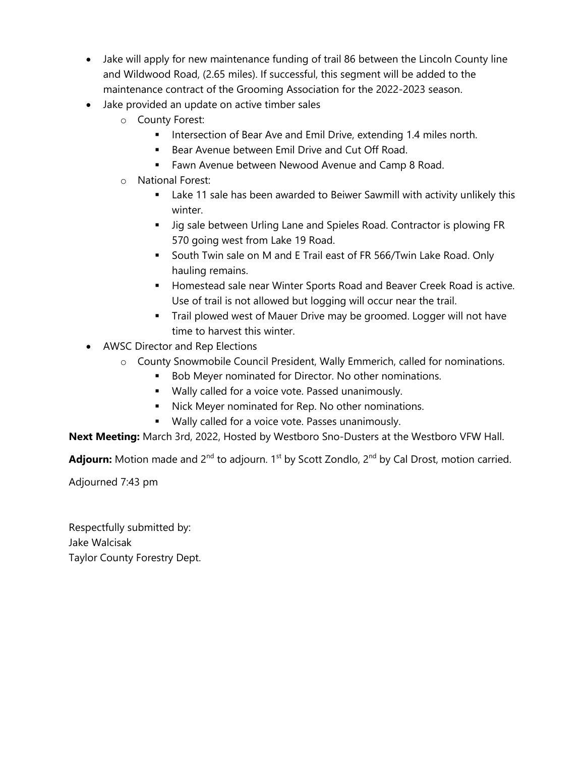- Jake will apply for new maintenance funding of trail 86 between the Lincoln County line and Wildwood Road, (2.65 miles). If successful, this segment will be added to the maintenance contract of the Grooming Association for the 2022-2023 season.
- Jake provided an update on active timber sales
  - County Forest:
    - Intersection of Bear Ave and Emil Drive, extending 1.4 miles north.
    - Bear Avenue between Emil Drive and Cut Off Road.
    - Fawn Avenue between Newood Avenue and Camp 8 Road.
  - National Forest:
    - Lake 11 sale has been awarded to Beiwer Sawmill with activity unlikely this winter.
    - Jig sale between Urling Lane and Spieles Road. Contractor is plowing FR 570 going west from Lake 19 Road.
    - South Twin sale on M and E Trail east of FR 566/Twin Lake Road. Only hauling remains.
    - Homestead sale near Winter Sports Road and Beaver Creek Road is active. Use of trail is not allowed but logging will occur near the trail.
    - Trail plowed west of Mauer Drive may be groomed. Logger will not have time to harvest this winter.
- AWSC Director and Rep Elections
  - County Snowmobile Council President, Wally Emmerich, called for nominations.
    - Bob Meyer nominated for Director. No other nominations.
    - Wally called for a voice vote. Passed unanimously.
    - Nick Meyer nominated for Rep. No other nominations.
    - Wally called for a voice vote. Passes unanimously.

**Next Meeting:** March 3rd, 2022, Hosted by Westboro Sno-Dusters at the Westboro VFW Hall.

**Adjourn:** Motion made and 2nd to adjourn. 1st by Scott Zondlo, 2nd by Cal Drost, motion carried.

Adjourned 7:43 pm

Respectfully submitted by:
Jake Walcisak
Taylor County Forestry Dept.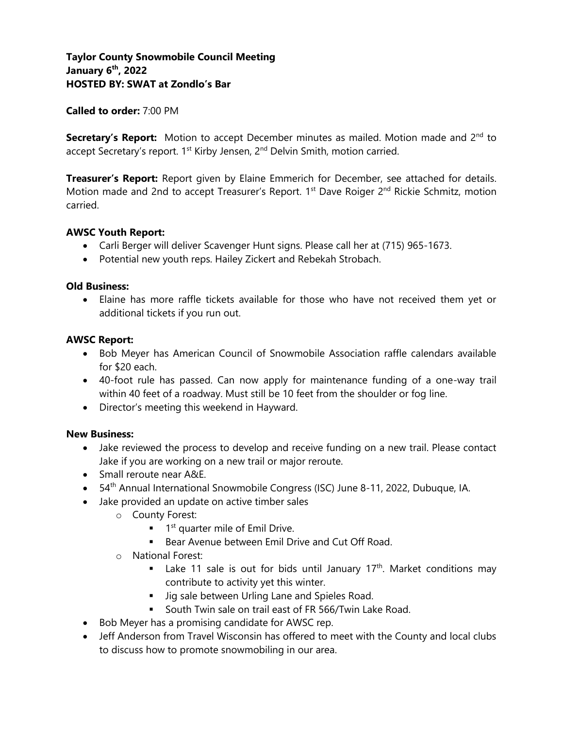**Taylor County Snowmobile Council Meeting**
**January 6th, 2022**
**HOSTED BY: SWAT at Zondlo's Bar**

**Called to order:** 7:00 PM

**Secretary's Report:** Motion to accept December minutes as mailed. Motion made and 2nd to accept Secretary's report. 1st Kirby Jensen, 2nd Delvin Smith, motion carried.

**Treasurer's Report:** Report given by Elaine Emmerich for December, see attached for details. Motion made and 2nd to accept Treasurer's Report. 1st Dave Roiger 2nd Rickie Schmitz, motion carried.

**AWSC Youth Report:**

- Carli Berger will deliver Scavenger Hunt signs. Please call her at (715) 965-1673.
- Potential new youth reps. Hailey Zickert and Rebekah Strobach.

**Old Business:**

- Elaine has more raffle tickets available for those who have not received them yet or additional tickets if you run out.

**AWSC Report:**

- Bob Meyer has American Council of Snowmobile Association raffle calendars available for $20 each.
- 40-foot rule has passed. Can now apply for maintenance funding of a one-way trail within 40 feet of a roadway. Must still be 10 feet from the shoulder or fog line.
- Director's meeting this weekend in Hayward.

**New Business:**

- Jake reviewed the process to develop and receive funding on a new trail. Please contact Jake if you are working on a new trail or major reroute.
- Small reroute near A&E.
- 54th Annual International Snowmobile Congress (ISC) June 8-11, 2022, Dubuque, IA.
- Jake provided an update on active timber sales
  - County Forest:
    - 1st quarter mile of Emil Drive.
    - Bear Avenue between Emil Drive and Cut Off Road.
  - National Forest:
    - Lake 11 sale is out for bids until January 17th. Market conditions may contribute to activity yet this winter.
    - Jig sale between Urling Lane and Spieles Road.
    - South Twin sale on trail east of FR 566/Twin Lake Road.
- Bob Meyer has a promising candidate for AWSC rep.
- Jeff Anderson from Travel Wisconsin has offered to meet with the County and local clubs to discuss how to promote snowmobiling in our area.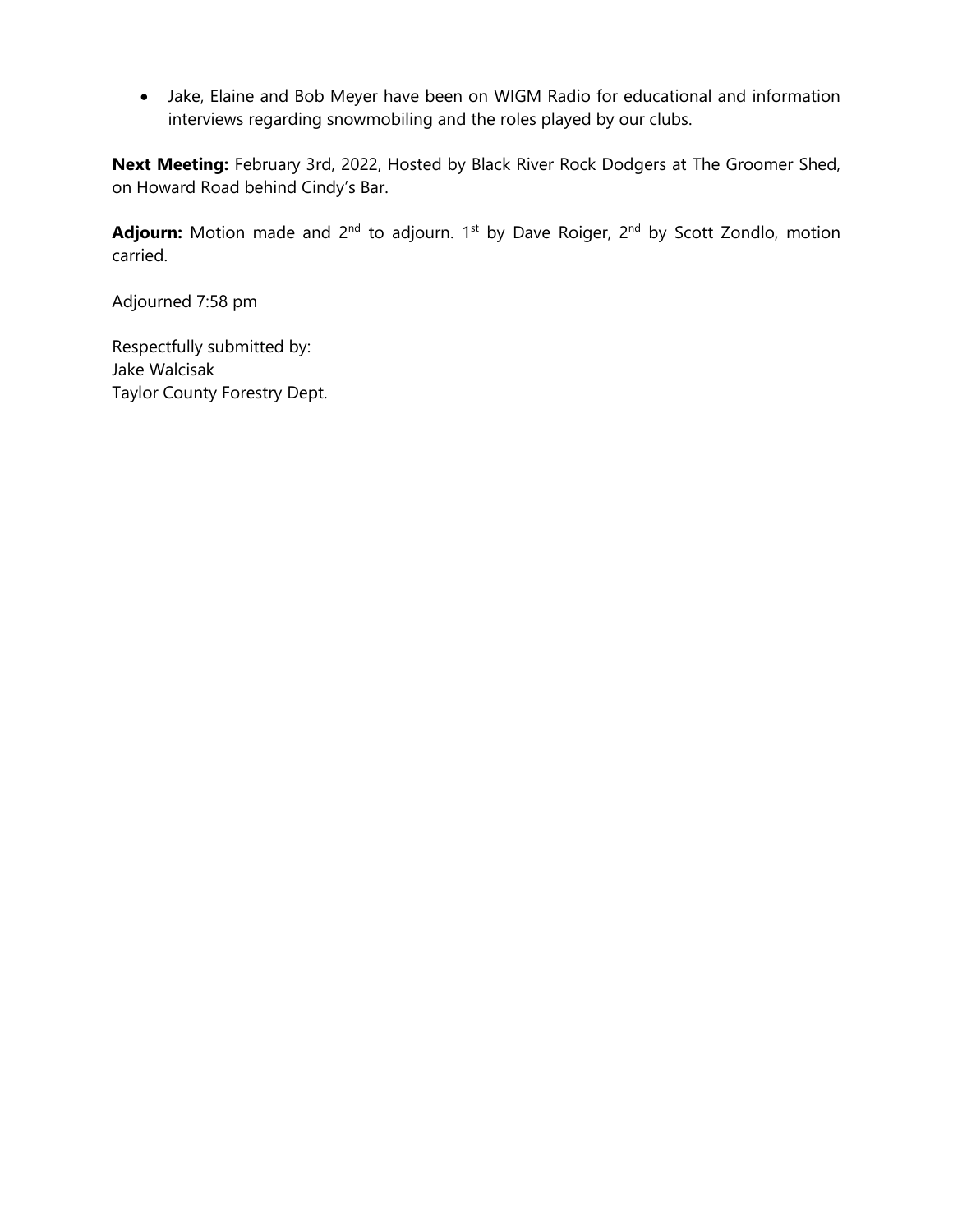- Jake, Elaine and Bob Meyer have been on WIGM Radio for educational and information interviews regarding snowmobiling and the roles played by our clubs.

**Next Meeting:** February 3rd, 2022, Hosted by Black River Rock Dodgers at The Groomer Shed, on Howard Road behind Cindy's Bar.

**Adjourn:** Motion made and 2nd to adjourn. 1st by Dave Roiger, 2nd by Scott Zondlo, motion carried.

Adjourned 7:58 pm

Respectfully submitted by:
Jake Walcisak
Taylor County Forestry Dept.